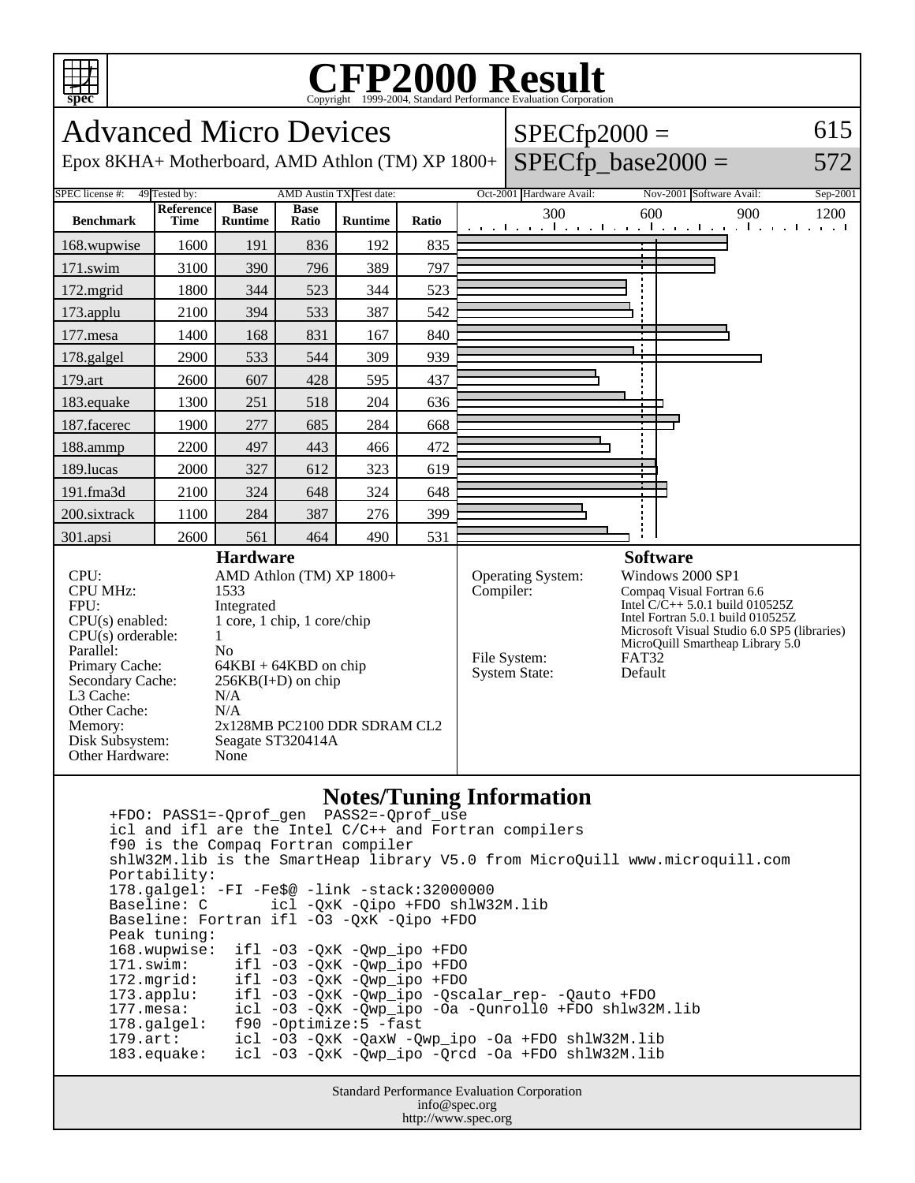# CFP2000 Result

Copyright 1999-2004, Standard Performance Evaluation Corporation

## Advanced Micro Devices

Epox 8KHA+ Motherboard, AMD Athlon (TM) XP 1800+

SPECfp2000 = 615

SPECfp_base2000 = 572

| SPEC license #: | 49 | Tested by: | AMD Austin TX | Test date: | Oct-2001 | Hardware Avail: | Nov-2001 | Software Avail: | Sep-2001 |
|---|---|---|---|---|---|---|---|---|---|

| Benchmark | Reference Time | Base Runtime | Base Ratio | Runtime | Ratio |
|---|---|---|---|---|---|
| 168.wupwise | 1600 | 191 | 836 | 192 | 835 |
| 171.swim | 3100 | 390 | 796 | 389 | 797 |
| 172.mgrid | 1800 | 344 | 523 | 344 | 523 |
| 173.applu | 2100 | 394 | 533 | 387 | 542 |
| 177.mesa | 1400 | 168 | 831 | 167 | 840 |
| 178.galgel | 2900 | 533 | 544 | 309 | 939 |
| 179.art | 2600 | 607 | 428 | 595 | 437 |
| 183.equake | 1300 | 251 | 518 | 204 | 636 |
| 187.facerec | 1900 | 277 | 685 | 284 | 668 |
| 188.ammp | 2200 | 497 | 443 | 466 | 472 |
| 189.lucas | 2000 | 327 | 612 | 323 | 619 |
| 191.fma3d | 2100 | 324 | 648 | 324 | 648 |
| 200.sixtrack | 1100 | 284 | 387 | 276 | 399 |
| 301.apsi | 2600 | 561 | 464 | 490 | 531 |

### Hardware

| | |
|---|---|
| CPU: | AMD Athlon (TM) XP 1800+ |
| CPU MHz: | 1533 |
| FPU: | Integrated |
| CPU(s) enabled: | 1 core, 1 chip, 1 core/chip |
| CPU(s) orderable: | 1 |
| Parallel: | No |
| Primary Cache: | 64KBI + 64KBD on chip |
| Secondary Cache: | 256KB(I+D) on chip |
| L3 Cache: | N/A |
| Other Cache: | N/A |
| Memory: | 2x128MB PC2100 DDR SDRAM CL2 |
| Disk Subsystem: | Seagate ST320414A |
| Other Hardware: | None |

### Software

| | |
|---|---|
| Operating System: | Windows 2000 SP1 |
| Compiler: | Compaq Visual Fortran 6.6<br>Intel C/C++ 5.0.1 build 010525Z<br>Intel Fortran 5.0.1 build 010525Z<br>Microsoft Visual Studio 6.0 SP5 (libraries)<br>MicroQuill Smartheap Library 5.0 |
| File System: | FAT32 |
| System State: | Default |

### Notes/Tuning Information

```
+FDO: PASS1=-Qprof_gen  PASS2=-Qprof_use
icl and ifl are the Intel C/C++ and Fortran compilers
f90 is the Compaq Fortran compiler
shlW32M.lib is the SmartHeap library V5.0 from MicroQuill www.microquill.com
Portability:
178.galgel: -FI -Fe$@ -link -stack:32000000
Baseline: C       icl -QxK -Qipo +FDO shlW32M.lib
Baseline: Fortran ifl -O3 -QxK -Qipo +FDO
Peak tuning:
168.wupwise:  ifl -O3 -QxK -Qwp_ipo +FDO
171.swim:     ifl -O3 -QxK -Qwp_ipo +FDO
172.mgrid:    ifl -O3 -QxK -Qwp_ipo +FDO
173.applu:    ifl -O3 -QxK -Qwp_ipo -Qscalar_rep- -Qauto +FDO
177.mesa:     icl -O3 -QxK -Qwp_ipo -Oa -Qunroll0 +FDO shlw32M.lib
178.galgel:   f90 -Optimize:5 -fast
179.art:      icl -O3 -QxK -QaxW -Qwp_ipo -Oa +FDO shlW32M.lib
183.equake:   icl -O3 -QxK -Qwp_ipo -Qrcd -Oa +FDO shlW32M.lib
```

Standard Performance Evaluation Corporation
info@spec.org
http://www.spec.org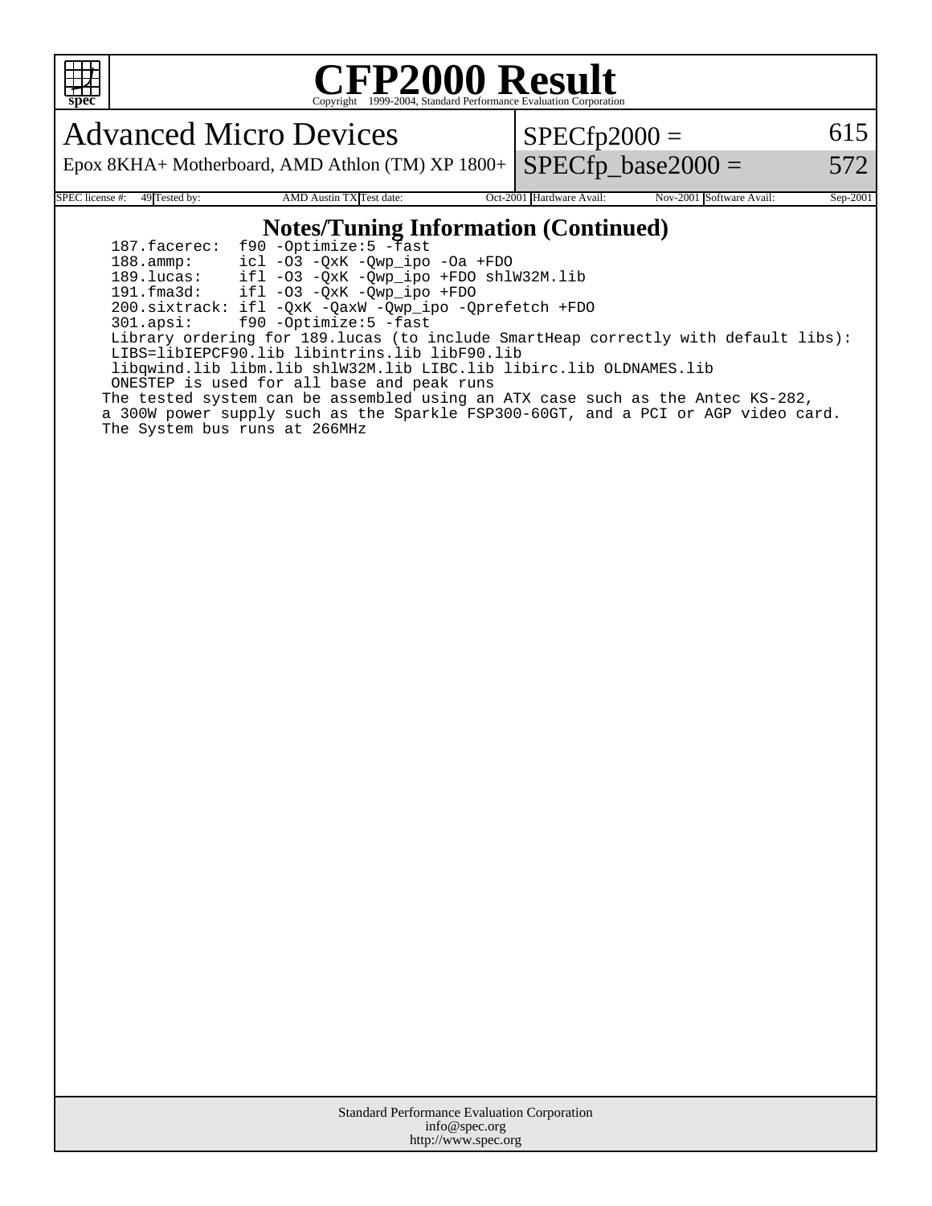# CFP2000 Result

Copyright 1999-2004, Standard Performance Evaluation Corporation

## Advanced Micro Devices

Epox 8KHA+ Motherboard, AMD Athlon (TM) XP 1800+

SPECfp2000 = 615

SPECfp_base2000 = 572

| SPEC license #: | 49 | Tested by: | AMD Austin TX | Test date: | Oct-2001 | Hardware Avail: | Nov-2001 | Software Avail: | Sep-2001 |
|---|---|---|---|---|---|---|---|---|---|

### Notes/Tuning Information (Continued)

```
  187.facerec:  f90 -Optimize:5 -fast
  188.ammp:     icl -O3 -QxK -Qwp_ipo -Oa +FDO
  189.lucas:    ifl -O3 -QxK -Qwp_ipo +FDO shlW32M.lib
  191.fma3d:    ifl -O3 -QxK -Qwp_ipo +FDO
  200.sixtrack: ifl -QxK -QaxW -Qwp_ipo -Qprefetch +FDO
  301.apsi:     f90 -Optimize:5 -fast
  Library ordering for 189.lucas (to include SmartHeap correctly with default libs):
  LIBS=libIEPCF90.lib libintrins.lib libF90.lib
  libqwind.lib libm.lib shlW32M.lib LIBC.lib libirc.lib OLDNAMES.lib
  ONESTEP is used for all base and peak runs
The tested system can be assembled using an ATX case such as the Antec KS-282,
a 300W power supply such as the Sparkle FSP300-60GT, and a PCI or AGP video card.
The System bus runs at 266MHz
```

Standard Performance Evaluation Corporation
info@spec.org
http://www.spec.org